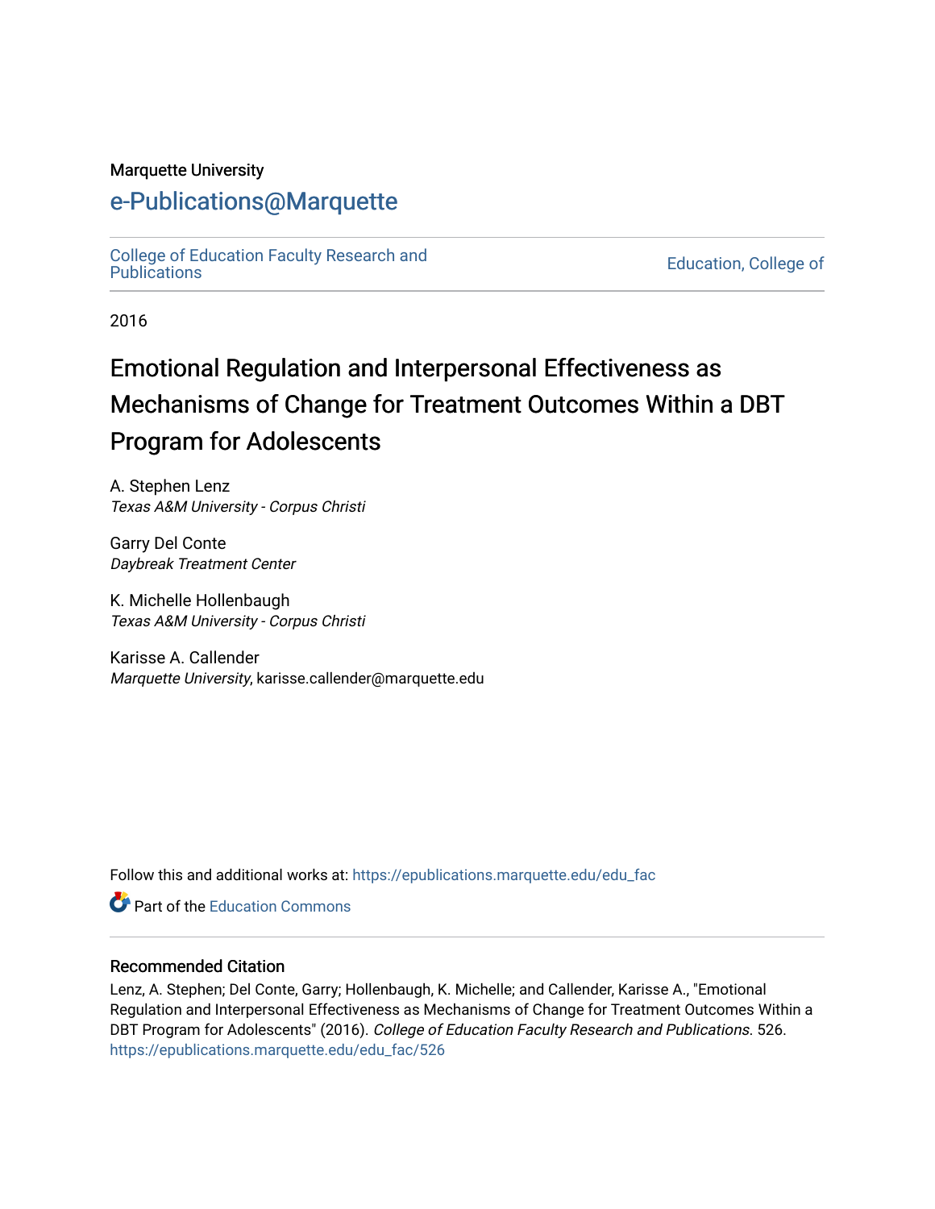Marquette University

# e-Publications@Marquette

College of Education Faculty Research and Publications

Education, College of

2016

## Emotional Regulation and Interpersonal Effectiveness as Mechanisms of Change for Treatment Outcomes Within a DBT Program for Adolescents

A. Stephen Lenz
*Texas A&M University - Corpus Christi*

Garry Del Conte
*Daybreak Treatment Center*

K. Michelle Hollenbaugh
*Texas A&M University - Corpus Christi*

Karisse A. Callender
*Marquette University*, karisse.callender@marquette.edu

Follow this and additional works at: https://epublications.marquette.edu/edu_fac

Part of the Education Commons

### Recommended Citation

Lenz, A. Stephen; Del Conte, Garry; Hollenbaugh, K. Michelle; and Callender, Karisse A., "Emotional Regulation and Interpersonal Effectiveness as Mechanisms of Change for Treatment Outcomes Within a DBT Program for Adolescents" (2016). *College of Education Faculty Research and Publications*. 526.
https://epublications.marquette.edu/edu_fac/526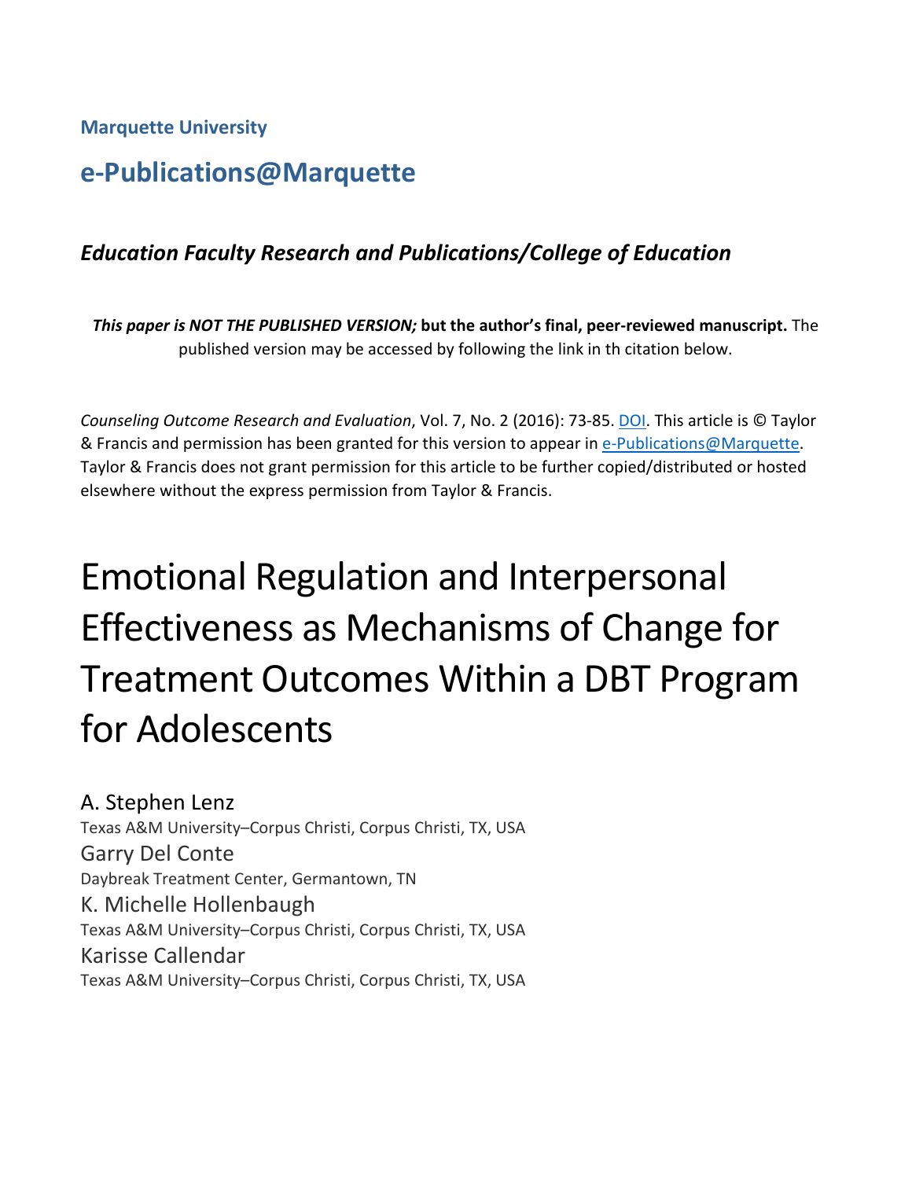**Marquette University**

## e-Publications@Marquette

### *Education Faculty Research and Publications/College of Education*

***This paper is NOT THE PUBLISHED VERSION;* but the author's final, peer-reviewed manuscript.** The published version may be accessed by following the link in th citation below.

*Counseling Outcome Research and Evaluation*, Vol. 7, No. 2 (2016): 73-85. DOI. This article is © Taylor & Francis and permission has been granted for this version to appear in e-Publications@Marquette. Taylor & Francis does not grant permission for this article to be further copied/distributed or hosted elsewhere without the express permission from Taylor & Francis.

# Emotional Regulation and Interpersonal Effectiveness as Mechanisms of Change for Treatment Outcomes Within a DBT Program for Adolescents

A. Stephen Lenz
Texas A&M University–Corpus Christi, Corpus Christi, TX, USA

Garry Del Conte
Daybreak Treatment Center, Germantown, TN

K. Michelle Hollenbaugh
Texas A&M University–Corpus Christi, Corpus Christi, TX, USA

Karisse Callendar
Texas A&M University–Corpus Christi, Corpus Christi, TX, USA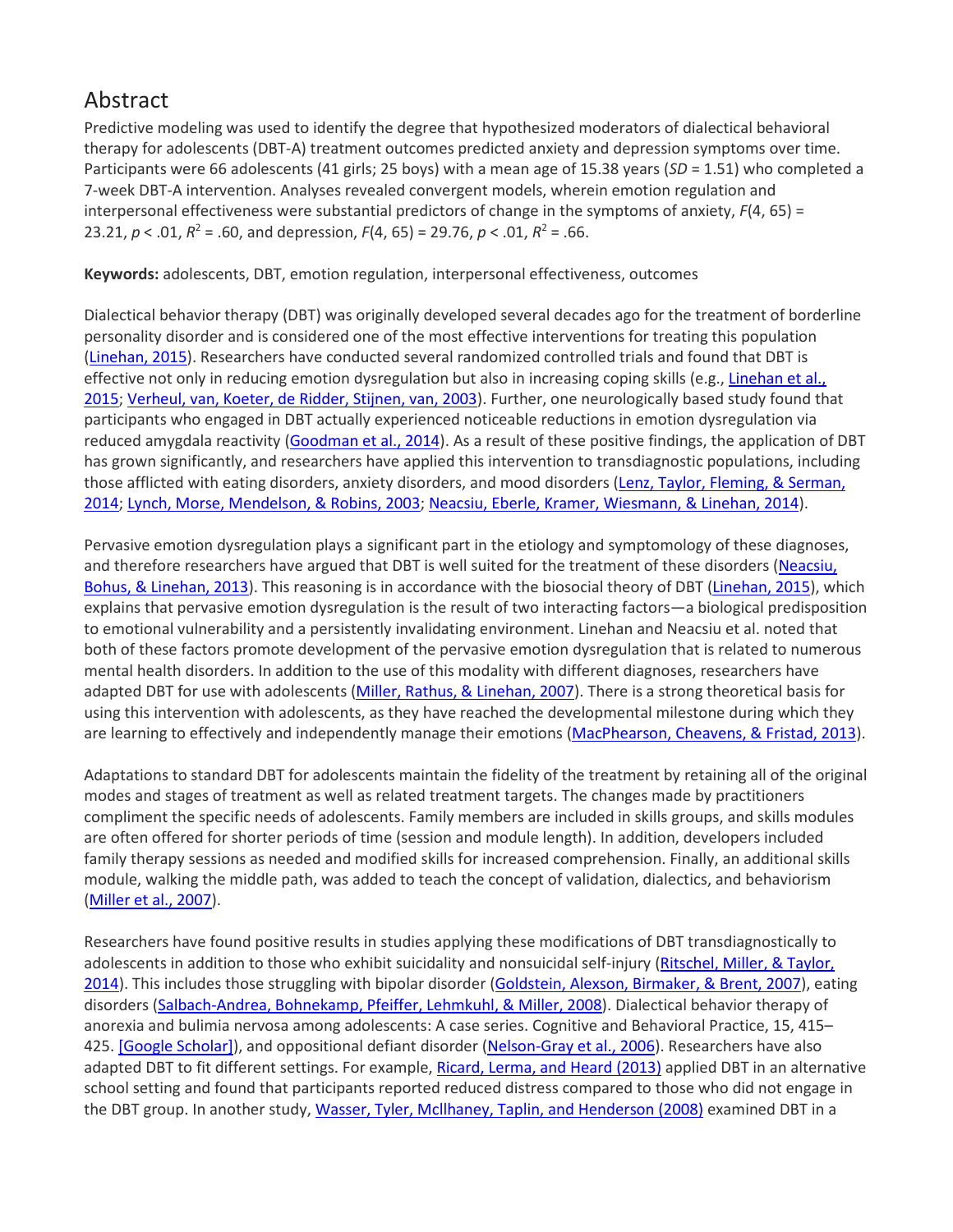## Abstract

Predictive modeling was used to identify the degree that hypothesized moderators of dialectical behavioral therapy for adolescents (DBT-A) treatment outcomes predicted anxiety and depression symptoms over time. Participants were 66 adolescents (41 girls; 25 boys) with a mean age of 15.38 years (*SD* = 1.51) who completed a 7-week DBT-A intervention. Analyses revealed convergent models, wherein emotion regulation and interpersonal effectiveness were substantial predictors of change in the symptoms of anxiety, $F(4, 65) = 23.21$, $p < .01$, $R^2 = .60$, and depression, $F(4, 65) = 29.76$, $p < .01$, $R^2 = .66$.

**Keywords:** adolescents, DBT, emotion regulation, interpersonal effectiveness, outcomes

Dialectical behavior therapy (DBT) was originally developed several decades ago for the treatment of borderline personality disorder and is considered one of the most effective interventions for treating this population (Linehan, 2015). Researchers have conducted several randomized controlled trials and found that DBT is effective not only in reducing emotion dysregulation but also in increasing coping skills (e.g., Linehan et al., 2015; Verheul, van, Koeter, de Ridder, Stijnen, van, 2003). Further, one neurologically based study found that participants who engaged in DBT actually experienced noticeable reductions in emotion dysregulation via reduced amygdala reactivity (Goodman et al., 2014). As a result of these positive findings, the application of DBT has grown significantly, and researchers have applied this intervention to transdiagnostic populations, including those afflicted with eating disorders, anxiety disorders, and mood disorders (Lenz, Taylor, Fleming, & Serman, 2014; Lynch, Morse, Mendelson, & Robins, 2003; Neacsiu, Eberle, Kramer, Wiesmann, & Linehan, 2014).

Pervasive emotion dysregulation plays a significant part in the etiology and symptomology of these diagnoses, and therefore researchers have argued that DBT is well suited for the treatment of these disorders (Neacsiu, Bohus, & Linehan, 2013). This reasoning is in accordance with the biosocial theory of DBT (Linehan, 2015), which explains that pervasive emotion dysregulation is the result of two interacting factors—a biological predisposition to emotional vulnerability and a persistently invalidating environment. Linehan and Neacsiu et al. noted that both of these factors promote development of the pervasive emotion dysregulation that is related to numerous mental health disorders. In addition to the use of this modality with different diagnoses, researchers have adapted DBT for use with adolescents (Miller, Rathus, & Linehan, 2007). There is a strong theoretical basis for using this intervention with adolescents, as they have reached the developmental milestone during which they are learning to effectively and independently manage their emotions (MacPhearson, Cheavens, & Fristad, 2013).

Adaptations to standard DBT for adolescents maintain the fidelity of the treatment by retaining all of the original modes and stages of treatment as well as related treatment targets. The changes made by practitioners compliment the specific needs of adolescents. Family members are included in skills groups, and skills modules are often offered for shorter periods of time (session and module length). In addition, developers included family therapy sessions as needed and modified skills for increased comprehension. Finally, an additional skills module, walking the middle path, was added to teach the concept of validation, dialectics, and behaviorism (Miller et al., 2007).

Researchers have found positive results in studies applying these modifications of DBT transdiagnostically to adolescents in addition to those who exhibit suicidality and nonsuicidal self-injury (Ritschel, Miller, & Taylor, 2014). This includes those struggling with bipolar disorder (Goldstein, Alexson, Birmaker, & Brent, 2007), eating disorders (Salbach-Andrea, Bohnekamp, Pfeiffer, Lehmkuhl, & Miller, 2008). Dialectical behavior therapy of anorexia and bulimia nervosa among adolescents: A case series. Cognitive and Behavioral Practice, 15, 415–425. [Google Scholar]), and oppositional defiant disorder (Nelson-Gray et al., 2006). Researchers have also adapted DBT to fit different settings. For example, Ricard, Lerma, and Heard (2013) applied DBT in an alternative school setting and found that participants reported reduced distress compared to those who did not engage in the DBT group. In another study, Wasser, Tyler, Mcllhaney, Taplin, and Henderson (2008) examined DBT in a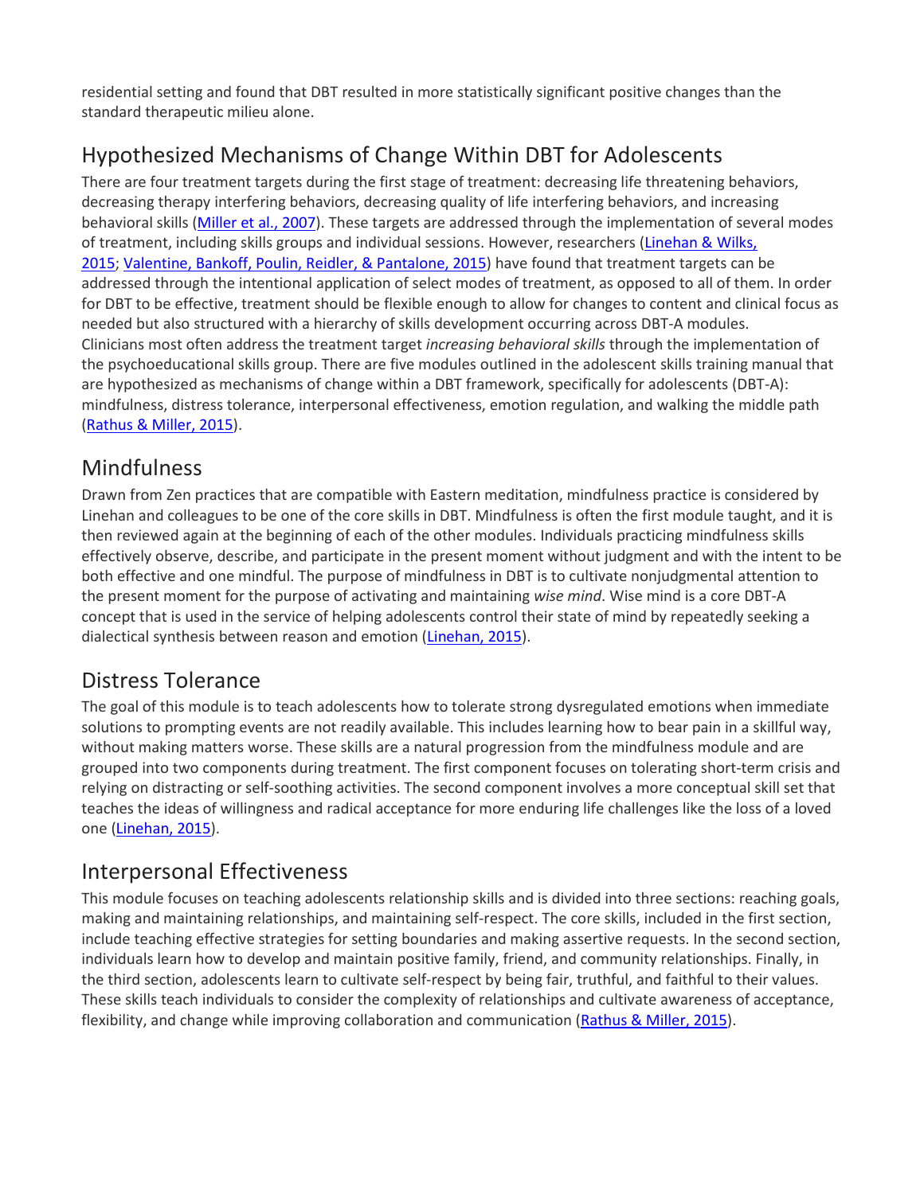residential setting and found that DBT resulted in more statistically significant positive changes than the standard therapeutic milieu alone.

## Hypothesized Mechanisms of Change Within DBT for Adolescents

There are four treatment targets during the first stage of treatment: decreasing life threatening behaviors, decreasing therapy interfering behaviors, decreasing quality of life interfering behaviors, and increasing behavioral skills (Miller et al., 2007). These targets are addressed through the implementation of several modes of treatment, including skills groups and individual sessions. However, researchers (Linehan & Wilks, 2015; Valentine, Bankoff, Poulin, Reidler, & Pantalone, 2015) have found that treatment targets can be addressed through the intentional application of select modes of treatment, as opposed to all of them. In order for DBT to be effective, treatment should be flexible enough to allow for changes to content and clinical focus as needed but also structured with a hierarchy of skills development occurring across DBT-A modules. Clinicians most often address the treatment target *increasing behavioral skills* through the implementation of the psychoeducational skills group. There are five modules outlined in the adolescent skills training manual that are hypothesized as mechanisms of change within a DBT framework, specifically for adolescents (DBT-A): mindfulness, distress tolerance, interpersonal effectiveness, emotion regulation, and walking the middle path (Rathus & Miller, 2015).

## Mindfulness

Drawn from Zen practices that are compatible with Eastern meditation, mindfulness practice is considered by Linehan and colleagues to be one of the core skills in DBT. Mindfulness is often the first module taught, and it is then reviewed again at the beginning of each of the other modules. Individuals practicing mindfulness skills effectively observe, describe, and participate in the present moment without judgment and with the intent to be both effective and one mindful. The purpose of mindfulness in DBT is to cultivate nonjudgmental attention to the present moment for the purpose of activating and maintaining *wise mind*. Wise mind is a core DBT-A concept that is used in the service of helping adolescents control their state of mind by repeatedly seeking a dialectical synthesis between reason and emotion (Linehan, 2015).

## Distress Tolerance

The goal of this module is to teach adolescents how to tolerate strong dysregulated emotions when immediate solutions to prompting events are not readily available. This includes learning how to bear pain in a skillful way, without making matters worse. These skills are a natural progression from the mindfulness module and are grouped into two components during treatment. The first component focuses on tolerating short-term crisis and relying on distracting or self-soothing activities. The second component involves a more conceptual skill set that teaches the ideas of willingness and radical acceptance for more enduring life challenges like the loss of a loved one (Linehan, 2015).

## Interpersonal Effectiveness

This module focuses on teaching adolescents relationship skills and is divided into three sections: reaching goals, making and maintaining relationships, and maintaining self-respect. The core skills, included in the first section, include teaching effective strategies for setting boundaries and making assertive requests. In the second section, individuals learn how to develop and maintain positive family, friend, and community relationships. Finally, in the third section, adolescents learn to cultivate self-respect by being fair, truthful, and faithful to their values. These skills teach individuals to consider the complexity of relationships and cultivate awareness of acceptance, flexibility, and change while improving collaboration and communication (Rathus & Miller, 2015).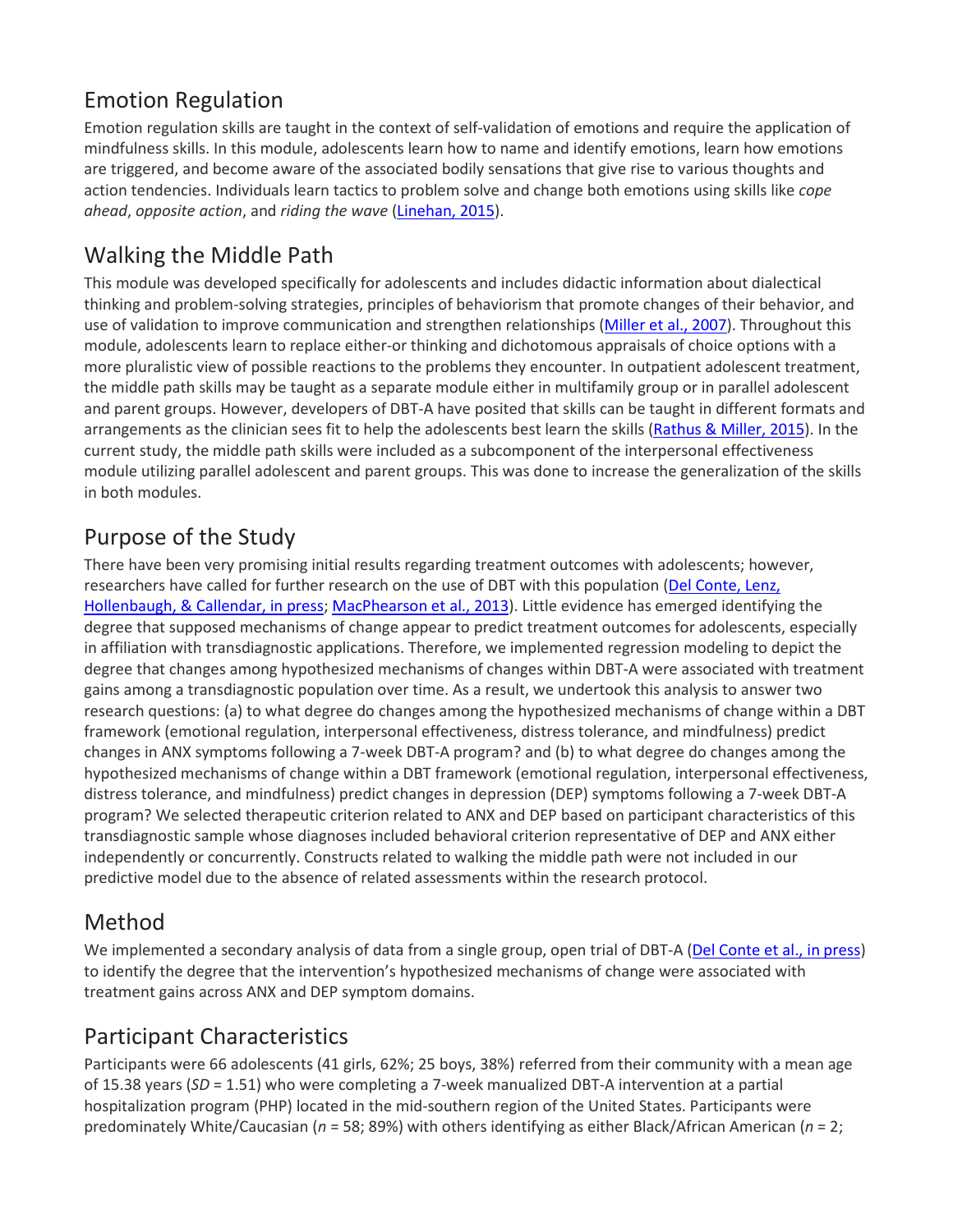## Emotion Regulation

Emotion regulation skills are taught in the context of self-validation of emotions and require the application of mindfulness skills. In this module, adolescents learn how to name and identify emotions, learn how emotions are triggered, and become aware of the associated bodily sensations that give rise to various thoughts and action tendencies. Individuals learn tactics to problem solve and change both emotions using skills like *cope ahead*, *opposite action*, and *riding the wave* (Linehan, 2015).

## Walking the Middle Path

This module was developed specifically for adolescents and includes didactic information about dialectical thinking and problem-solving strategies, principles of behaviorism that promote changes of their behavior, and use of validation to improve communication and strengthen relationships (Miller et al., 2007). Throughout this module, adolescents learn to replace either-or thinking and dichotomous appraisals of choice options with a more pluralistic view of possible reactions to the problems they encounter. In outpatient adolescent treatment, the middle path skills may be taught as a separate module either in multifamily group or in parallel adolescent and parent groups. However, developers of DBT-A have posited that skills can be taught in different formats and arrangements as the clinician sees fit to help the adolescents best learn the skills (Rathus & Miller, 2015). In the current study, the middle path skills were included as a subcomponent of the interpersonal effectiveness module utilizing parallel adolescent and parent groups. This was done to increase the generalization of the skills in both modules.

## Purpose of the Study

There have been very promising initial results regarding treatment outcomes with adolescents; however, researchers have called for further research on the use of DBT with this population (Del Conte, Lenz, Hollenbaugh, & Callendar, in press; MacPhearson et al., 2013). Little evidence has emerged identifying the degree that supposed mechanisms of change appear to predict treatment outcomes for adolescents, especially in affiliation with transdiagnostic applications. Therefore, we implemented regression modeling to depict the degree that changes among hypothesized mechanisms of changes within DBT-A were associated with treatment gains among a transdiagnostic population over time. As a result, we undertook this analysis to answer two research questions: (a) to what degree do changes among the hypothesized mechanisms of change within a DBT framework (emotional regulation, interpersonal effectiveness, distress tolerance, and mindfulness) predict changes in ANX symptoms following a 7-week DBT-A program? and (b) to what degree do changes among the hypothesized mechanisms of change within a DBT framework (emotional regulation, interpersonal effectiveness, distress tolerance, and mindfulness) predict changes in depression (DEP) symptoms following a 7-week DBT-A program? We selected therapeutic criterion related to ANX and DEP based on participant characteristics of this transdiagnostic sample whose diagnoses included behavioral criterion representative of DEP and ANX either independently or concurrently. Constructs related to walking the middle path were not included in our predictive model due to the absence of related assessments within the research protocol.

## Method

We implemented a secondary analysis of data from a single group, open trial of DBT-A (Del Conte et al., in press) to identify the degree that the intervention's hypothesized mechanisms of change were associated with treatment gains across ANX and DEP symptom domains.

## Participant Characteristics

Participants were 66 adolescents (41 girls, 62%; 25 boys, 38%) referred from their community with a mean age of 15.38 years (*SD* = 1.51) who were completing a 7-week manualized DBT-A intervention at a partial hospitalization program (PHP) located in the mid-southern region of the United States. Participants were predominately White/Caucasian (*n* = 58; 89%) with others identifying as either Black/African American (*n* = 2;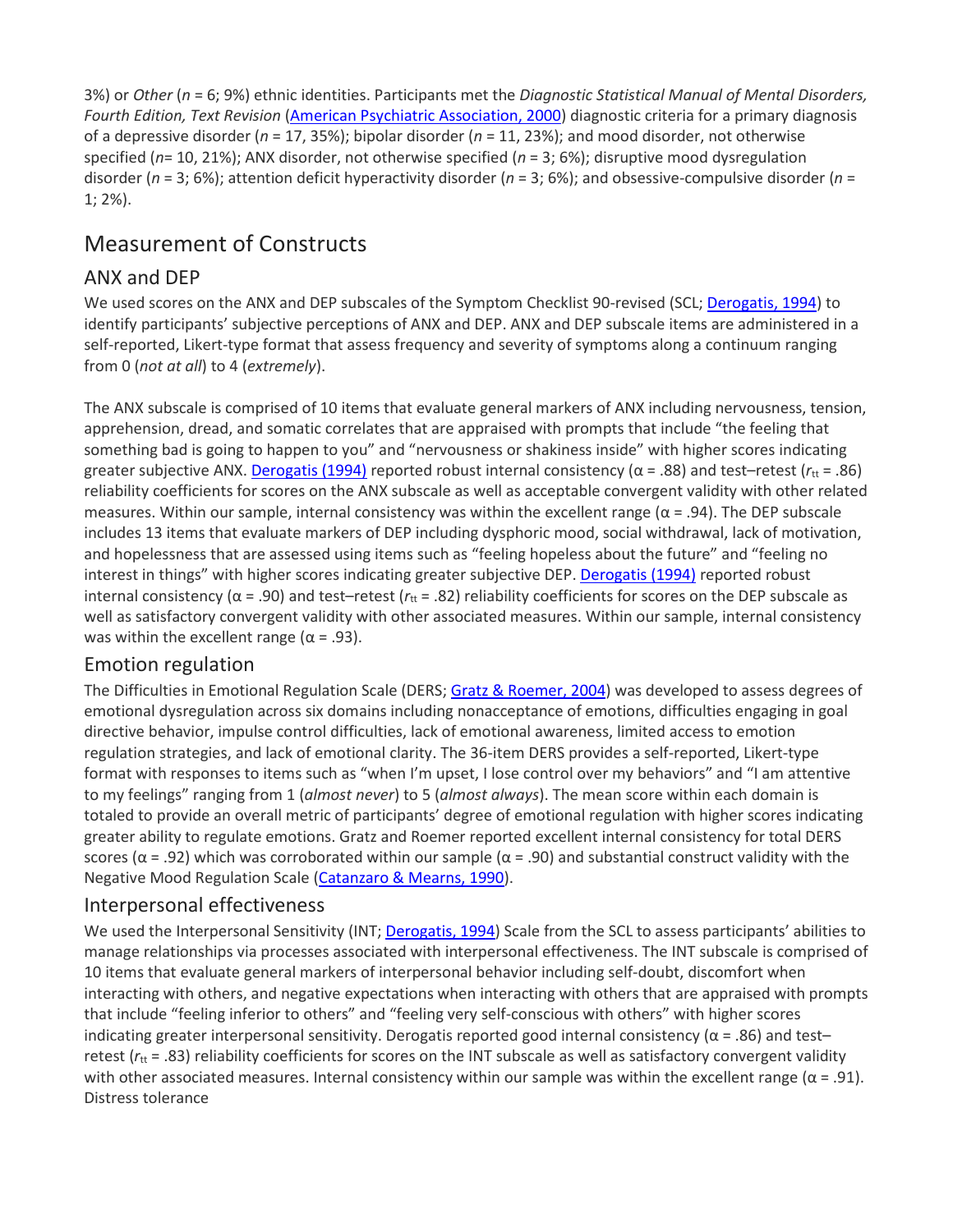3%) or *Other* (*n* = 6; 9%) ethnic identities. Participants met the *Diagnostic Statistical Manual of Mental Disorders, Fourth Edition, Text Revision* (American Psychiatric Association, 2000) diagnostic criteria for a primary diagnosis of a depressive disorder (*n* = 17, 35%); bipolar disorder (*n* = 11, 23%); and mood disorder, not otherwise specified (*n*= 10, 21%); ANX disorder, not otherwise specified (*n* = 3; 6%); disruptive mood dysregulation disorder (*n* = 3; 6%); attention deficit hyperactivity disorder (*n* = 3; 6%); and obsessive-compulsive disorder (*n* = 1; 2%).

## Measurement of Constructs

### ANX and DEP

We used scores on the ANX and DEP subscales of the Symptom Checklist 90-revised (SCL; Derogatis, 1994) to identify participants' subjective perceptions of ANX and DEP. ANX and DEP subscale items are administered in a self-reported, Likert-type format that assess frequency and severity of symptoms along a continuum ranging from 0 (*not at all*) to 4 (*extremely*).

The ANX subscale is comprised of 10 items that evaluate general markers of ANX including nervousness, tension, apprehension, dread, and somatic correlates that are appraised with prompts that include "the feeling that something bad is going to happen to you" and "nervousness or shakiness inside" with higher scores indicating greater subjective ANX. Derogatis (1994) reported robust internal consistency (α = .88) and test–retest ($r_{tt}$ = .86) reliability coefficients for scores on the ANX subscale as well as acceptable convergent validity with other related measures. Within our sample, internal consistency was within the excellent range (α = .94). The DEP subscale includes 13 items that evaluate markers of DEP including dysphoric mood, social withdrawal, lack of motivation, and hopelessness that are assessed using items such as "feeling hopeless about the future" and "feeling no interest in things" with higher scores indicating greater subjective DEP. Derogatis (1994) reported robust internal consistency (α = .90) and test–retest ($r_{tt}$ = .82) reliability coefficients for scores on the DEP subscale as well as satisfactory convergent validity with other associated measures. Within our sample, internal consistency was within the excellent range (α = .93).

### Emotion regulation

The Difficulties in Emotional Regulation Scale (DERS; Gratz & Roemer, 2004) was developed to assess degrees of emotional dysregulation across six domains including nonacceptance of emotions, difficulties engaging in goal directive behavior, impulse control difficulties, lack of emotional awareness, limited access to emotion regulation strategies, and lack of emotional clarity. The 36-item DERS provides a self-reported, Likert-type format with responses to items such as "when I'm upset, I lose control over my behaviors" and "I am attentive to my feelings" ranging from 1 (*almost never*) to 5 (*almost always*). The mean score within each domain is totaled to provide an overall metric of participants' degree of emotional regulation with higher scores indicating greater ability to regulate emotions. Gratz and Roemer reported excellent internal consistency for total DERS scores (α = .92) which was corroborated within our sample (α = .90) and substantial construct validity with the Negative Mood Regulation Scale (Catanzaro & Mearns, 1990).

### Interpersonal effectiveness

We used the Interpersonal Sensitivity (INT; Derogatis, 1994) Scale from the SCL to assess participants' abilities to manage relationships via processes associated with interpersonal effectiveness. The INT subscale is comprised of 10 items that evaluate general markers of interpersonal behavior including self-doubt, discomfort when interacting with others, and negative expectations when interacting with others that are appraised with prompts that include "feeling inferior to others" and "feeling very self-conscious with others" with higher scores indicating greater interpersonal sensitivity. Derogatis reported good internal consistency (α = .86) and test–retest ($r_{tt}$ = .83) reliability coefficients for scores on the INT subscale as well as satisfactory convergent validity with other associated measures. Internal consistency within our sample was within the excellent range (α = .91).

### Distress tolerance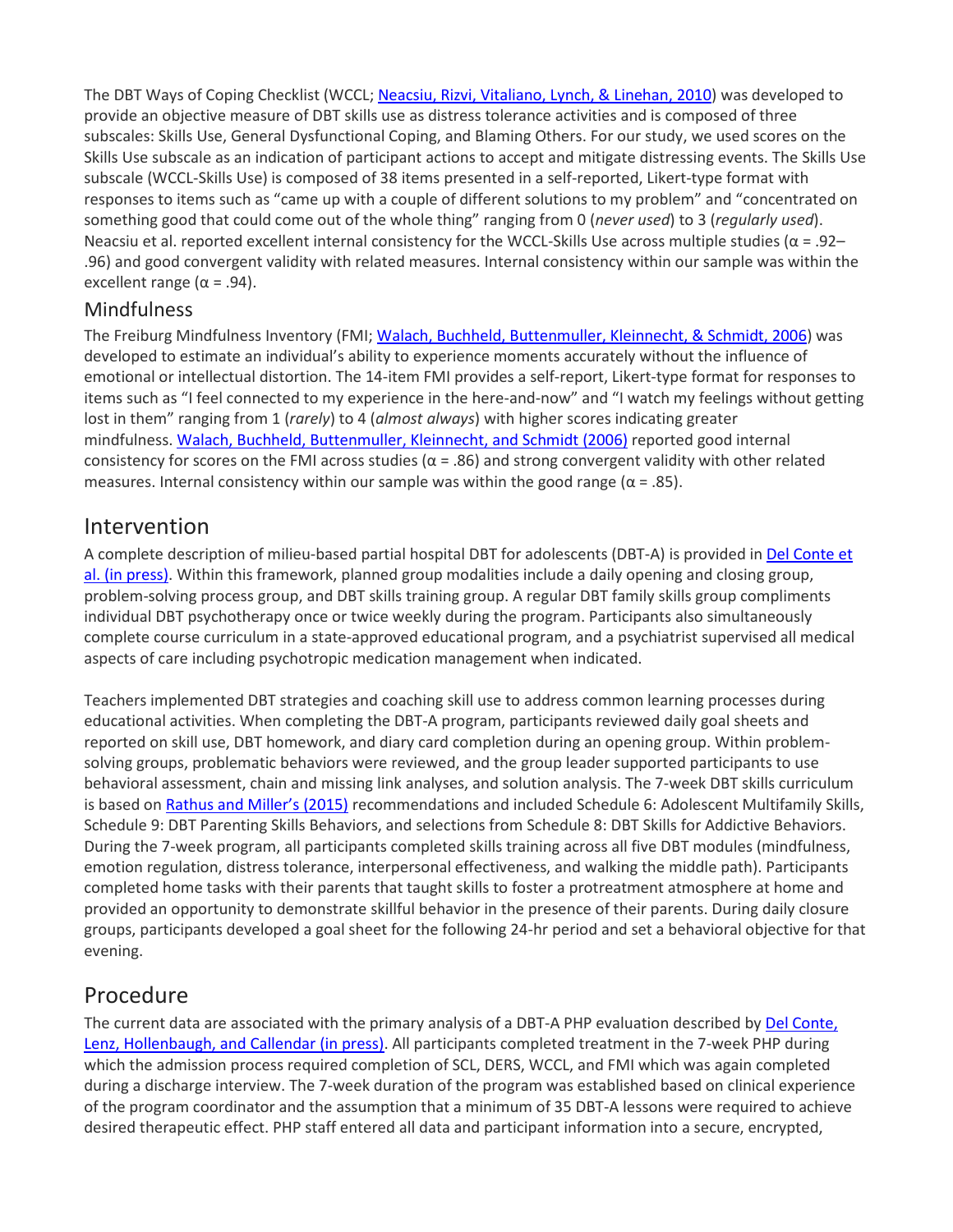The DBT Ways of Coping Checklist (WCCL; Neacsiu, Rizvi, Vitaliano, Lynch, & Linehan, 2010) was developed to provide an objective measure of DBT skills use as distress tolerance activities and is composed of three subscales: Skills Use, General Dysfunctional Coping, and Blaming Others. For our study, we used scores on the Skills Use subscale as an indication of participant actions to accept and mitigate distressing events. The Skills Use subscale (WCCL-Skills Use) is composed of 38 items presented in a self-reported, Likert-type format with responses to items such as "came up with a couple of different solutions to my problem" and "concentrated on something good that could come out of the whole thing" ranging from 0 (*never used*) to 3 (*regularly used*). Neacsiu et al. reported excellent internal consistency for the WCCL-Skills Use across multiple studies ($\alpha$ = .92–.96) and good convergent validity with related measures. Internal consistency within our sample was within the excellent range ($\alpha$ = .94).

### Mindfulness

The Freiburg Mindfulness Inventory (FMI; Walach, Buchheld, Buttenmuller, Kleinnecht, & Schmidt, 2006) was developed to estimate an individual's ability to experience moments accurately without the influence of emotional or intellectual distortion. The 14-item FMI provides a self-report, Likert-type format for responses to items such as "I feel connected to my experience in the here-and-now" and "I watch my feelings without getting lost in them" ranging from 1 (*rarely*) to 4 (*almost always*) with higher scores indicating greater mindfulness. Walach, Buchheld, Buttenmuller, Kleinnecht, and Schmidt (2006) reported good internal consistency for scores on the FMI across studies ($\alpha$ = .86) and strong convergent validity with other related measures. Internal consistency within our sample was within the good range ($\alpha$ = .85).

## Intervention

A complete description of milieu-based partial hospital DBT for adolescents (DBT-A) is provided in Del Conte et al. (in press). Within this framework, planned group modalities include a daily opening and closing group, problem-solving process group, and DBT skills training group. A regular DBT family skills group compliments individual DBT psychotherapy once or twice weekly during the program. Participants also simultaneously complete course curriculum in a state-approved educational program, and a psychiatrist supervised all medical aspects of care including psychotropic medication management when indicated.

Teachers implemented DBT strategies and coaching skill use to address common learning processes during educational activities. When completing the DBT-A program, participants reviewed daily goal sheets and reported on skill use, DBT homework, and diary card completion during an opening group. Within problem-solving groups, problematic behaviors were reviewed, and the group leader supported participants to use behavioral assessment, chain and missing link analyses, and solution analysis. The 7-week DBT skills curriculum is based on Rathus and Miller's (2015) recommendations and included Schedule 6: Adolescent Multifamily Skills, Schedule 9: DBT Parenting Skills Behaviors, and selections from Schedule 8: DBT Skills for Addictive Behaviors. During the 7-week program, all participants completed skills training across all five DBT modules (mindfulness, emotion regulation, distress tolerance, interpersonal effectiveness, and walking the middle path). Participants completed home tasks with their parents that taught skills to foster a protreatment atmosphere at home and provided an opportunity to demonstrate skillful behavior in the presence of their parents. During daily closure groups, participants developed a goal sheet for the following 24-hr period and set a behavioral objective for that evening.

## Procedure

The current data are associated with the primary analysis of a DBT-A PHP evaluation described by Del Conte, Lenz, Hollenbaugh, and Callendar (in press). All participants completed treatment in the 7-week PHP during which the admission process required completion of SCL, DERS, WCCL, and FMI which was again completed during a discharge interview. The 7-week duration of the program was established based on clinical experience of the program coordinator and the assumption that a minimum of 35 DBT-A lessons were required to achieve desired therapeutic effect. PHP staff entered all data and participant information into a secure, encrypted,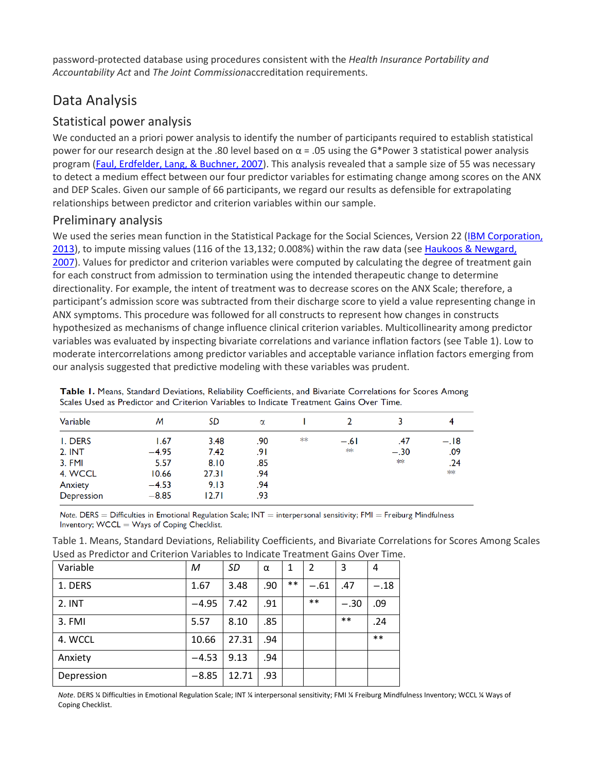password-protected database using procedures consistent with the *Health Insurance Portability and Accountability Act* and *The Joint Commission*accreditation requirements.

## Data Analysis

### Statistical power analysis

We conducted an a priori power analysis to identify the number of participants required to establish statistical power for our research design at the .80 level based on α = .05 using the G*Power 3 statistical power analysis program (Faul, Erdfelder, Lang, & Buchner, 2007). This analysis revealed that a sample size of 55 was necessary to detect a medium effect between our four predictor variables for estimating change among scores on the ANX and DEP Scales. Given our sample of 66 participants, we regard our results as defensible for extrapolating relationships between predictor and criterion variables within our sample.

### Preliminary analysis

We used the series mean function in the Statistical Package for the Social Sciences, Version 22 (IBM Corporation, 2013), to impute missing values (116 of the 13,132; 0.008%) within the raw data (see Haukoos & Newgard, 2007). Values for predictor and criterion variables were computed by calculating the degree of treatment gain for each construct from admission to termination using the intended therapeutic change to determine directionality. For example, the intent of treatment was to decrease scores on the ANX Scale; therefore, a participant's admission score was subtracted from their discharge score to yield a value representing change in ANX symptoms. This procedure was followed for all constructs to represent how changes in constructs hypothesized as mechanisms of change influence clinical criterion variables. Multicollinearity among predictor variables was evaluated by inspecting bivariate correlations and variance inflation factors (see Table 1). Low to moderate intercorrelations among predictor variables and acceptable variance inflation factors emerging from our analysis suggested that predictive modeling with these variables was prudent.

**Table 1.** Means, Standard Deviations, Reliability Coefficients, and Bivariate Correlations for Scores Among Scales Used as Predictor and Criterion Variables to Indicate Treatment Gains Over Time.

| Variable | *M* | *SD* | α | 1 | 2 | 3 | 4 |
|---|---|---|---|---|---|---|---|
| 1. DERS | 1.67 | 3.48 | .90 | ** | −.61 | .47 | −.18 |
| 2. INT | −4.95 | 7.42 | .91 | | ** | −.30 | .09 |
| 3. FMI | 5.57 | 8.10 | .85 | | | ** | .24 |
| 4. WCCL | 10.66 | 27.31 | .94 | | | | ** |
| Anxiety | −4.53 | 9.13 | .94 | | | | |
| Depression | −8.85 | 12.71 | .93 | | | | |

*Note.* DERS = Difficulties in Emotional Regulation Scale; INT = interpersonal sensitivity; FMI = Freiburg Mindfulness Inventory; WCCL = Ways of Coping Checklist.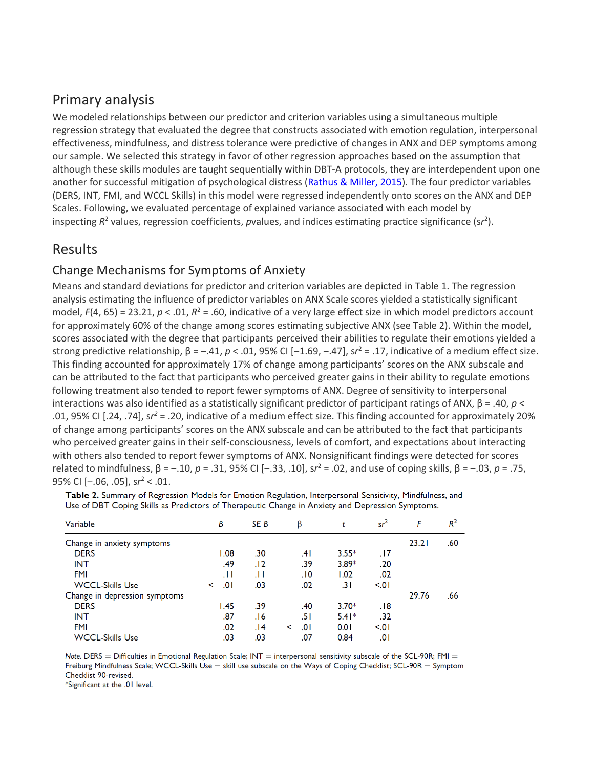## Primary analysis

We modeled relationships between our predictor and criterion variables using a simultaneous multiple regression strategy that evaluated the degree that constructs associated with emotion regulation, interpersonal effectiveness, mindfulness, and distress tolerance were predictive of changes in ANX and DEP symptoms among our sample. We selected this strategy in favor of other regression approaches based on the assumption that although these skills modules are taught sequentially within DBT-A protocols, they are interdependent upon one another for successful mitigation of psychological distress (Rathus & Miller, 2015). The four predictor variables (DERS, INT, FMI, and WCCL Skills) in this model were regressed independently onto scores on the ANX and DEP Scales. Following, we evaluated percentage of explained variance associated with each model by inspecting $R^2$ values, regression coefficients, *p*values, and indices estimating practice significance ($sr^2$).

## Results

### Change Mechanisms for Symptoms of Anxiety

Means and standard deviations for predictor and criterion variables are depicted in Table 1. The regression analysis estimating the influence of predictor variables on ANX Scale scores yielded a statistically significant model, $F(4, 65) = 23.21$, $p < .01$, $R^2 = .60$, indicative of a very large effect size in which model predictors account for approximately 60% of the change among scores estimating subjective ANX (see Table 2). Within the model, scores associated with the degree that participants perceived their abilities to regulate their emotions yielded a strong predictive relationship, $\beta = -.41$, $p < .01$, 95% CI [−1.69, −.47], $sr^2 = .17$, indicative of a medium effect size. This finding accounted for approximately 17% of change among participants' scores on the ANX subscale and can be attributed to the fact that participants who perceived greater gains in their ability to regulate emotions following treatment also tended to report fewer symptoms of ANX. Degree of sensitivity to interpersonal interactions was also identified as a statistically significant predictor of participant ratings of ANX, $\beta = .40$, $p < .01$, 95% CI [.24, .74], $sr^2 = .20$, indicative of a medium effect size. This finding accounted for approximately 20% of change among participants' scores on the ANX subscale and can be attributed to the fact that participants who perceived greater gains in their self-consciousness, levels of comfort, and expectations about interacting with others also tended to report fewer symptoms of ANX. Nonsignificant findings were detected for scores related to mindfulness, $\beta = -.10$, $p = .31$, 95% CI [−.33, .10], $sr^2 = .02$, and use of coping skills, $\beta = -.03$, $p = .75$, 95% CI [−.06, .05], $sr^2 < .01$.

**Table 2.** Summary of Regression Models for Emotion Regulation, Interpersonal Sensitivity, Mindfulness, and Use of DBT Coping Skills as Predictors of Therapeutic Change in Anxiety and Depression Symptoms.

| Variable | *B* | *SE B* | β | *t* | $sr^2$ | *F* | $R^2$ |
|---|---|---|---|---|---|---|---|
| Change in anxiety symptoms | | | | | | 23.21 | .60 |
| DERS | −1.08 | .30 | −.41 | −3.55* | .17 | | |
| INT | .49 | .12 | .39 | 3.89* | .20 | | |
| FMI | −.11 | .11 | −.10 | −1.02 | .02 | | |
| WCCL-Skills Use | < −.01 | .03 | −.02 | −.31 | <.01 | | |
| Change in depression symptoms | | | | | | 29.76 | .66 |
| DERS | −1.45 | .39 | −.40 | 3.70* | .18 | | |
| INT | .87 | .16 | .51 | 5.41* | .32 | | |
| FMI | −.02 | .14 | < −.01 | −0.01 | <.01 | | |
| WCCL-Skills Use | −.03 | .03 | −.07 | −0.84 | .01 | | |

*Note.* DERS = Difficulties in Emotional Regulation Scale; INT = interpersonal sensitivity subscale of the SCL-90R; FMI = Freiburg Mindfulness Scale; WCCL-Skills Use = skill use subscale on the Ways of Coping Checklist; SCL-90R = Symptom Checklist 90-revised.
*Significant at the .01 level.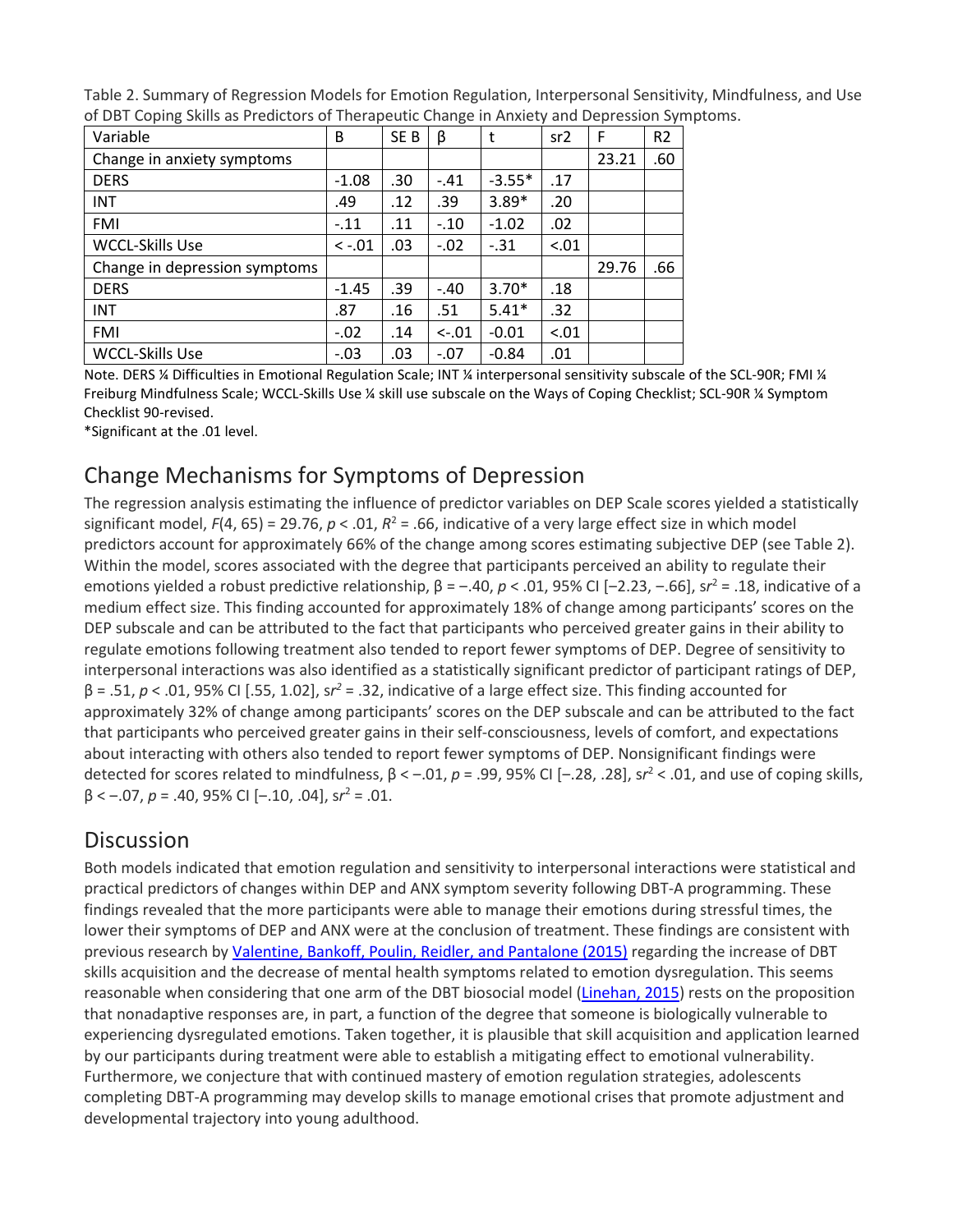Table 2. Summary of Regression Models for Emotion Regulation, Interpersonal Sensitivity, Mindfulness, and Use of DBT Coping Skills as Predictors of Therapeutic Change in Anxiety and Depression Symptoms.

| Variable | B | SE B | β | t | sr2 | F | R2 |
|---|---|---|---|---|---|---|---|
| Change in anxiety symptoms | | | | | | 23.21 | .60 |
| DERS | -1.08 | .30 | -.41 | -3.55* | .17 | | |
| INT | .49 | .12 | .39 | 3.89* | .20 | | |
| FMI | -.11 | .11 | -.10 | -1.02 | .02 | | |
| WCCL-Skills Use | < -.01 | .03 | -.02 | -.31 | <.01 | | |
| Change in depression symptoms | | | | | | 29.76 | .66 |
| DERS | -1.45 | .39 | -.40 | 3.70* | .18 | | |
| INT | .87 | .16 | .51 | 5.41* | .32 | | |
| FMI | -.02 | .14 | <-.01 | -0.01 | <.01 | | |
| WCCL-Skills Use | -.03 | .03 | -.07 | -0.84 | .01 | | |

Note. DERS ¼ Difficulties in Emotional Regulation Scale; INT ¼ interpersonal sensitivity subscale of the SCL-90R; FMI ¼ Freiburg Mindfulness Scale; WCCL-Skills Use ¼ skill use subscale on the Ways of Coping Checklist; SCL-90R ¼ Symptom Checklist 90-revised.

*Significant at the .01 level.

## Change Mechanisms for Symptoms of Depression

The regression analysis estimating the influence of predictor variables on DEP Scale scores yielded a statistically significant model, $F(4, 65) = 29.76$, $p < .01$, $R^2 = .66$, indicative of a very large effect size in which model predictors account for approximately 66% of the change among scores estimating subjective DEP (see Table 2). Within the model, scores associated with the degree that participants perceived an ability to regulate their emotions yielded a robust predictive relationship, $\beta = -.40$, $p < .01$, 95% CI [−2.23, −.66], $sr^2 = .18$, indicative of a medium effect size. This finding accounted for approximately 18% of change among participants' scores on the DEP subscale and can be attributed to the fact that participants who perceived greater gains in their ability to regulate emotions following treatment also tended to report fewer symptoms of DEP. Degree of sensitivity to interpersonal interactions was also identified as a statistically significant predictor of participant ratings of DEP, $\beta = .51$, $p < .01$, 95% CI [.55, 1.02], $sr^2 = .32$, indicative of a large effect size. This finding accounted for approximately 32% of change among participants' scores on the DEP subscale and can be attributed to the fact that participants who perceived greater gains in their self-consciousness, levels of comfort, and expectations about interacting with others also tended to report fewer symptoms of DEP. Nonsignificant findings were detected for scores related to mindfulness, $\beta < -.01$, $p = .99$, 95% CI [−.28, .28], $sr^2 < .01$, and use of coping skills, $\beta < -.07$, $p = .40$, 95% CI [−.10, .04], $sr^2 = .01$.

## Discussion

Both models indicated that emotion regulation and sensitivity to interpersonal interactions were statistical and practical predictors of changes within DEP and ANX symptom severity following DBT-A programming. These findings revealed that the more participants were able to manage their emotions during stressful times, the lower their symptoms of DEP and ANX were at the conclusion of treatment. These findings are consistent with previous research by Valentine, Bankoff, Poulin, Reidler, and Pantalone (2015) regarding the increase of DBT skills acquisition and the decrease of mental health symptoms related to emotion dysregulation. This seems reasonable when considering that one arm of the DBT biosocial model (Linehan, 2015) rests on the proposition that nonadaptive responses are, in part, a function of the degree that someone is biologically vulnerable to experiencing dysregulated emotions. Taken together, it is plausible that skill acquisition and application learned by our participants during treatment were able to establish a mitigating effect to emotional vulnerability. Furthermore, we conjecture that with continued mastery of emotion regulation strategies, adolescents completing DBT-A programming may develop skills to manage emotional crises that promote adjustment and developmental trajectory into young adulthood.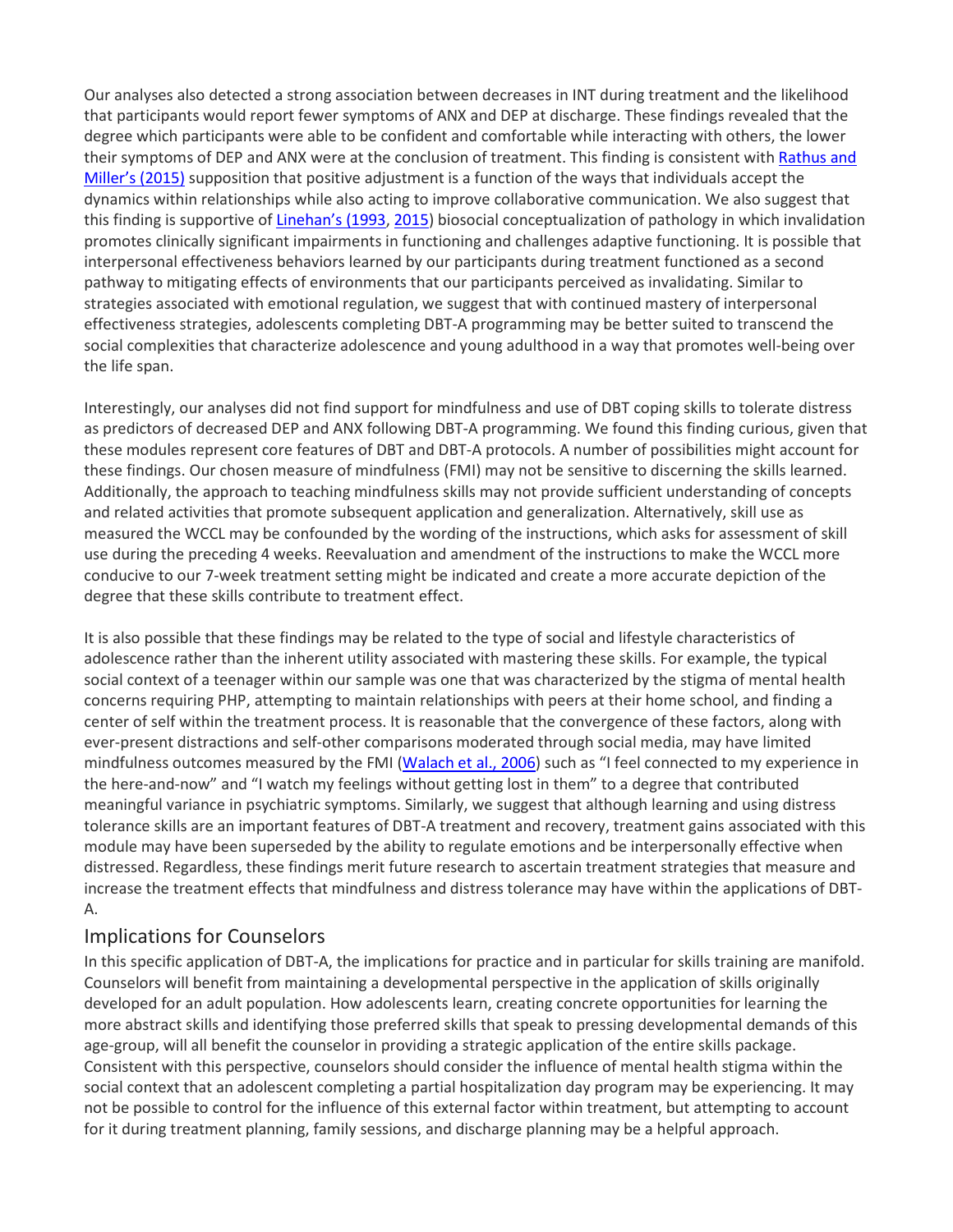Our analyses also detected a strong association between decreases in INT during treatment and the likelihood that participants would report fewer symptoms of ANX and DEP at discharge. These findings revealed that the degree which participants were able to be confident and comfortable while interacting with others, the lower their symptoms of DEP and ANX were at the conclusion of treatment. This finding is consistent with Rathus and Miller's (2015) supposition that positive adjustment is a function of the ways that individuals accept the dynamics within relationships while also acting to improve collaborative communication. We also suggest that this finding is supportive of Linehan's (1993, 2015) biosocial conceptualization of pathology in which invalidation promotes clinically significant impairments in functioning and challenges adaptive functioning. It is possible that interpersonal effectiveness behaviors learned by our participants during treatment functioned as a second pathway to mitigating effects of environments that our participants perceived as invalidating. Similar to strategies associated with emotional regulation, we suggest that with continued mastery of interpersonal effectiveness strategies, adolescents completing DBT-A programming may be better suited to transcend the social complexities that characterize adolescence and young adulthood in a way that promotes well-being over the life span.

Interestingly, our analyses did not find support for mindfulness and use of DBT coping skills to tolerate distress as predictors of decreased DEP and ANX following DBT-A programming. We found this finding curious, given that these modules represent core features of DBT and DBT-A protocols. A number of possibilities might account for these findings. Our chosen measure of mindfulness (FMI) may not be sensitive to discerning the skills learned. Additionally, the approach to teaching mindfulness skills may not provide sufficient understanding of concepts and related activities that promote subsequent application and generalization. Alternatively, skill use as measured the WCCL may be confounded by the wording of the instructions, which asks for assessment of skill use during the preceding 4 weeks. Reevaluation and amendment of the instructions to make the WCCL more conducive to our 7-week treatment setting might be indicated and create a more accurate depiction of the degree that these skills contribute to treatment effect.

It is also possible that these findings may be related to the type of social and lifestyle characteristics of adolescence rather than the inherent utility associated with mastering these skills. For example, the typical social context of a teenager within our sample was one that was characterized by the stigma of mental health concerns requiring PHP, attempting to maintain relationships with peers at their home school, and finding a center of self within the treatment process. It is reasonable that the convergence of these factors, along with ever-present distractions and self-other comparisons moderated through social media, may have limited mindfulness outcomes measured by the FMI (Walach et al., 2006) such as "I feel connected to my experience in the here-and-now" and "I watch my feelings without getting lost in them" to a degree that contributed meaningful variance in psychiatric symptoms. Similarly, we suggest that although learning and using distress tolerance skills are an important features of DBT-A treatment and recovery, treatment gains associated with this module may have been superseded by the ability to regulate emotions and be interpersonally effective when distressed. Regardless, these findings merit future research to ascertain treatment strategies that measure and increase the treatment effects that mindfulness and distress tolerance may have within the applications of DBT-A.

## Implications for Counselors

In this specific application of DBT-A, the implications for practice and in particular for skills training are manifold. Counselors will benefit from maintaining a developmental perspective in the application of skills originally developed for an adult population. How adolescents learn, creating concrete opportunities for learning the more abstract skills and identifying those preferred skills that speak to pressing developmental demands of this age-group, will all benefit the counselor in providing a strategic application of the entire skills package. Consistent with this perspective, counselors should consider the influence of mental health stigma within the social context that an adolescent completing a partial hospitalization day program may be experiencing. It may not be possible to control for the influence of this external factor within treatment, but attempting to account for it during treatment planning, family sessions, and discharge planning may be a helpful approach.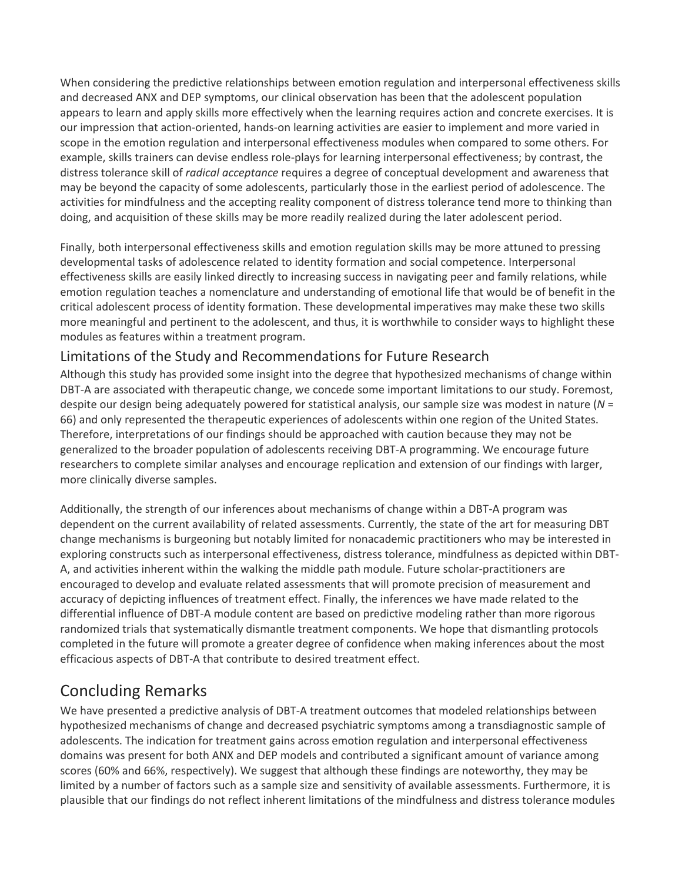When considering the predictive relationships between emotion regulation and interpersonal effectiveness skills and decreased ANX and DEP symptoms, our clinical observation has been that the adolescent population appears to learn and apply skills more effectively when the learning requires action and concrete exercises. It is our impression that action-oriented, hands-on learning activities are easier to implement and more varied in scope in the emotion regulation and interpersonal effectiveness modules when compared to some others. For example, skills trainers can devise endless role-plays for learning interpersonal effectiveness; by contrast, the distress tolerance skill of *radical acceptance* requires a degree of conceptual development and awareness that may be beyond the capacity of some adolescents, particularly those in the earliest period of adolescence. The activities for mindfulness and the accepting reality component of distress tolerance tend more to thinking than doing, and acquisition of these skills may be more readily realized during the later adolescent period.

Finally, both interpersonal effectiveness skills and emotion regulation skills may be more attuned to pressing developmental tasks of adolescence related to identity formation and social competence. Interpersonal effectiveness skills are easily linked directly to increasing success in navigating peer and family relations, while emotion regulation teaches a nomenclature and understanding of emotional life that would be of benefit in the critical adolescent process of identity formation. These developmental imperatives may make these two skills more meaningful and pertinent to the adolescent, and thus, it is worthwhile to consider ways to highlight these modules as features within a treatment program.

## Limitations of the Study and Recommendations for Future Research

Although this study has provided some insight into the degree that hypothesized mechanisms of change within DBT-A are associated with therapeutic change, we concede some important limitations to our study. Foremost, despite our design being adequately powered for statistical analysis, our sample size was modest in nature ($N$ = 66) and only represented the therapeutic experiences of adolescents within one region of the United States. Therefore, interpretations of our findings should be approached with caution because they may not be generalized to the broader population of adolescents receiving DBT-A programming. We encourage future researchers to complete similar analyses and encourage replication and extension of our findings with larger, more clinically diverse samples.

Additionally, the strength of our inferences about mechanisms of change within a DBT-A program was dependent on the current availability of related assessments. Currently, the state of the art for measuring DBT change mechanisms is burgeoning but notably limited for nonacademic practitioners who may be interested in exploring constructs such as interpersonal effectiveness, distress tolerance, mindfulness as depicted within DBT-A, and activities inherent within the walking the middle path module. Future scholar-practitioners are encouraged to develop and evaluate related assessments that will promote precision of measurement and accuracy of depicting influences of treatment effect. Finally, the inferences we have made related to the differential influence of DBT-A module content are based on predictive modeling rather than more rigorous randomized trials that systematically dismantle treatment components. We hope that dismantling protocols completed in the future will promote a greater degree of confidence when making inferences about the most efficacious aspects of DBT-A that contribute to desired treatment effect.

# Concluding Remarks

We have presented a predictive analysis of DBT-A treatment outcomes that modeled relationships between hypothesized mechanisms of change and decreased psychiatric symptoms among a transdiagnostic sample of adolescents. The indication for treatment gains across emotion regulation and interpersonal effectiveness domains was present for both ANX and DEP models and contributed a significant amount of variance among scores (60% and 66%, respectively). We suggest that although these findings are noteworthy, they may be limited by a number of factors such as a sample size and sensitivity of available assessments. Furthermore, it is plausible that our findings do not reflect inherent limitations of the mindfulness and distress tolerance modules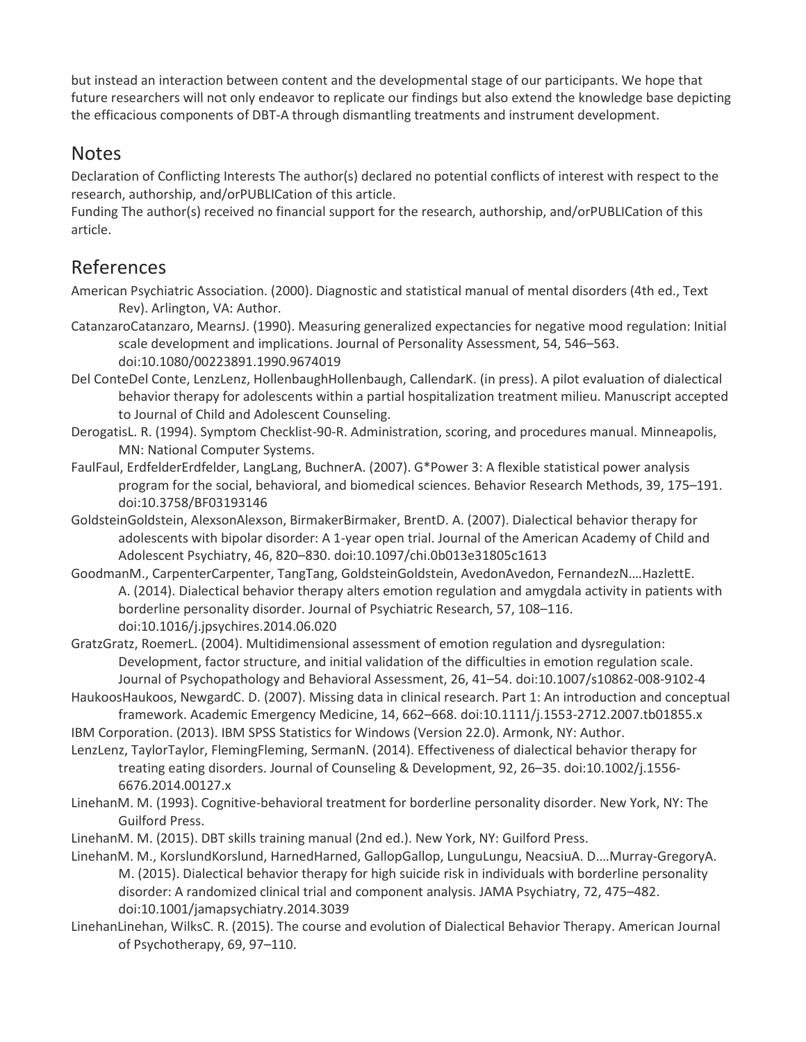but instead an interaction between content and the developmental stage of our participants. We hope that future researchers will not only endeavor to replicate our findings but also extend the knowledge base depicting the efficacious components of DBT-A through dismantling treatments and instrument development.

## Notes

Declaration of Conflicting Interests The author(s) declared no potential conflicts of interest with respect to the research, authorship, and/orPUBLICation of this article.

Funding The author(s) received no financial support for the research, authorship, and/orPUBLICation of this article.

## References

American Psychiatric Association. (2000). Diagnostic and statistical manual of mental disorders (4th ed., Text Rev). Arlington, VA: Author.

CatanzaroCatanzaro, MearnsJ. (1990). Measuring generalized expectancies for negative mood regulation: Initial scale development and implications. Journal of Personality Assessment, 54, 546–563. doi:10.1080/00223891.1990.9674019

Del ConteDel Conte, LenzLenz, HollenbaughHollenbaugh, CallendarK. (in press). A pilot evaluation of dialectical behavior therapy for adolescents within a partial hospitalization treatment milieu. Manuscript accepted to Journal of Child and Adolescent Counseling.

DerogatisL. R. (1994). Symptom Checklist-90-R. Administration, scoring, and procedures manual. Minneapolis, MN: National Computer Systems.

FaulFaul, ErdfelderErdfelder, LangLang, BuchnerA. (2007). G*Power 3: A flexible statistical power analysis program for the social, behavioral, and biomedical sciences. Behavior Research Methods, 39, 175–191. doi:10.3758/BF03193146

GoldsteinGoldstein, AlexsonAlexson, BirmakerBirmaker, BrentD. A. (2007). Dialectical behavior therapy for adolescents with bipolar disorder: A 1-year open trial. Journal of the American Academy of Child and Adolescent Psychiatry, 46, 820–830. doi:10.1097/chi.0b013e31805c1613

GoodmanM., CarpenterCarpenter, TangTang, GoldsteinGoldstein, AvedonAvedon, FernandezN.…HazlettE. A. (2014). Dialectical behavior therapy alters emotion regulation and amygdala activity in patients with borderline personality disorder. Journal of Psychiatric Research, 57, 108–116. doi:10.1016/j.jpsychires.2014.06.020

GratzGratz, RoemerL. (2004). Multidimensional assessment of emotion regulation and dysregulation: Development, factor structure, and initial validation of the difficulties in emotion regulation scale. Journal of Psychopathology and Behavioral Assessment, 26, 41–54. doi:10.1007/s10862-008-9102-4

HaukoosHaukoos, NewgardC. D. (2007). Missing data in clinical research. Part 1: An introduction and conceptual framework. Academic Emergency Medicine, 14, 662–668. doi:10.1111/j.1553-2712.2007.tb01855.x

IBM Corporation. (2013). IBM SPSS Statistics for Windows (Version 22.0). Armonk, NY: Author.

LenzLenz, TaylorTaylor, FlemingFleming, SermanN. (2014). Effectiveness of dialectical behavior therapy for treating eating disorders. Journal of Counseling & Development, 92, 26–35. doi:10.1002/j.1556-6676.2014.00127.x

LinehanM. M. (1993). Cognitive-behavioral treatment for borderline personality disorder. New York, NY: The Guilford Press.

LinehanM. M. (2015). DBT skills training manual (2nd ed.). New York, NY: Guilford Press.

LinehanM. M., KorslundKorslund, HarnedHarned, GallopGallop, LunguLungu, NeacsiuA. D.…Murray-GregoryA. M. (2015). Dialectical behavior therapy for high suicide risk in individuals with borderline personality disorder: A randomized clinical trial and component analysis. JAMA Psychiatry, 72, 475–482. doi:10.1001/jamapsychiatry.2014.3039

LinehanLinehan, WilksC. R. (2015). The course and evolution of Dialectical Behavior Therapy. American Journal of Psychotherapy, 69, 97–110.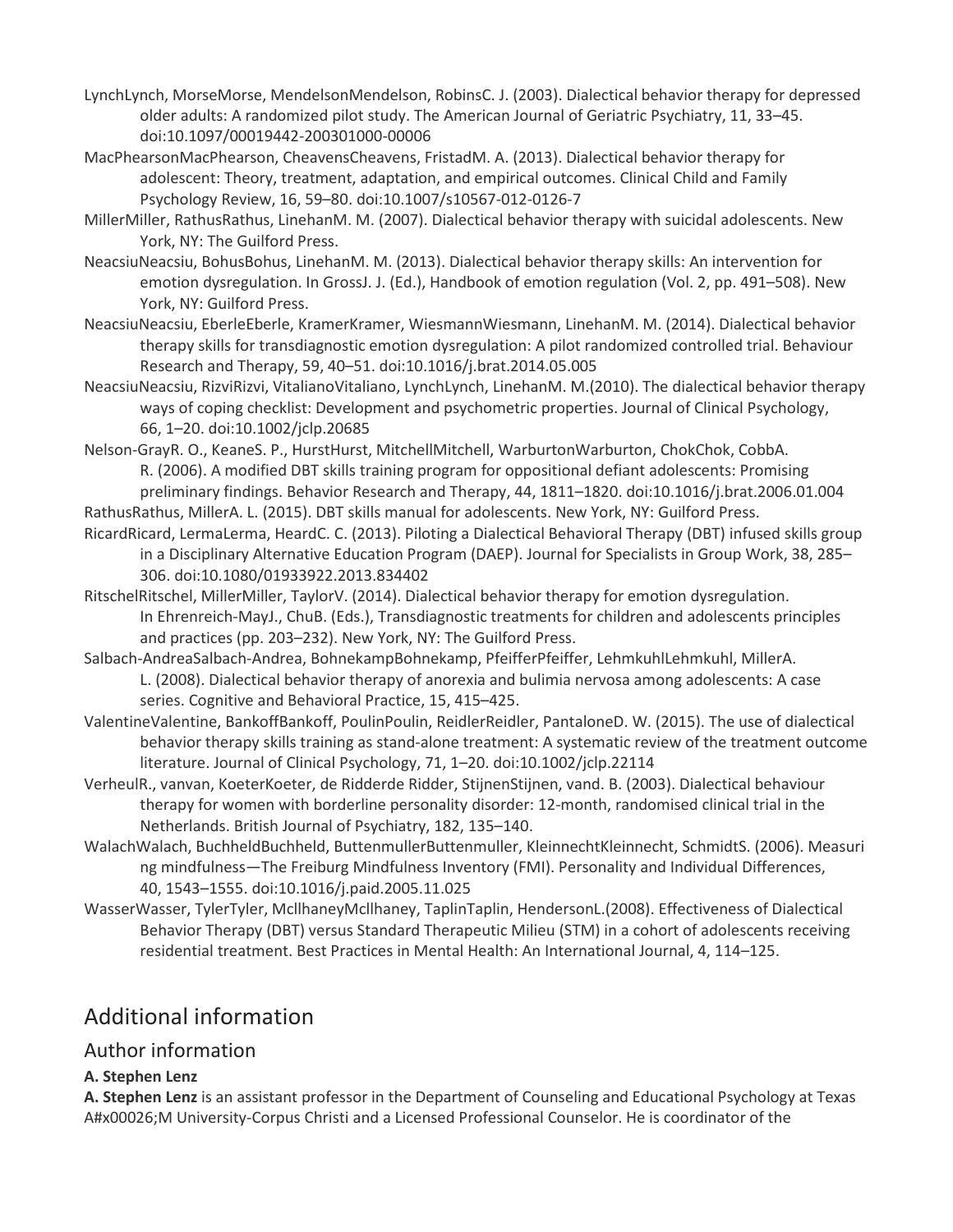LynchLynch, MorseMorse, MendelsonMendelson, RobinsC. J. (2003). Dialectical behavior therapy for depressed older adults: A randomized pilot study. The American Journal of Geriatric Psychiatry, 11, 33–45. doi:10.1097/00019442-200301000-00006

MacPhearsonMacPhearson, CheavensCheavens, FristadM. A. (2013). Dialectical behavior therapy for adolescent: Theory, treatment, adaptation, and empirical outcomes. Clinical Child and Family Psychology Review, 16, 59–80. doi:10.1007/s10567-012-0126-7

MillerMiller, RathusRathus, LinehanM. M. (2007). Dialectical behavior therapy with suicidal adolescents. New York, NY: The Guilford Press.

NeacsiuNeacsiu, BohusBohus, LinehanM. M. (2013). Dialectical behavior therapy skills: An intervention for emotion dysregulation. In GrossJ. J. (Ed.), Handbook of emotion regulation (Vol. 2, pp. 491–508). New York, NY: Guilford Press.

NeacsiuNeacsiu, EberleEberle, KramerKramer, WiesmannWiesmann, LinehanM. M. (2014). Dialectical behavior therapy skills for transdiagnostic emotion dysregulation: A pilot randomized controlled trial. Behaviour Research and Therapy, 59, 40–51. doi:10.1016/j.brat.2014.05.005

NeacsiuNeacsiu, RizviRizvi, VitalianoVitaliano, LynchLynch, LinehanM. M.(2010). The dialectical behavior therapy ways of coping checklist: Development and psychometric properties. Journal of Clinical Psychology, 66, 1–20. doi:10.1002/jclp.20685

Nelson-GrayR. O., KeaneS. P., HurstHurst, MitchellMitchell, WarburtonWarburton, ChokChok, CobbA. R. (2006). A modified DBT skills training program for oppositional defiant adolescents: Promising preliminary findings. Behavior Research and Therapy, 44, 1811–1820. doi:10.1016/j.brat.2006.01.004

RathusRathus, MillerA. L. (2015). DBT skills manual for adolescents. New York, NY: Guilford Press.

RicardRicard, LermaLerma, HeardC. C. (2013). Piloting a Dialectical Behavioral Therapy (DBT) infused skills group in a Disciplinary Alternative Education Program (DAEP). Journal for Specialists in Group Work, 38, 285–306. doi:10.1080/01933922.2013.834402

RitschelRitschel, MillerMiller, TaylorV. (2014). Dialectical behavior therapy for emotion dysregulation. In Ehrenreich-MayJ., ChuB. (Eds.), Transdiagnostic treatments for children and adolescents principles and practices (pp. 203–232). New York, NY: The Guilford Press.

Salbach-AndreaSalbach-Andrea, BohnekampBohnekamp, PfeifferPfeiffer, LehmkuhlLehmkuhl, MillerA. L. (2008). Dialectical behavior therapy of anorexia and bulimia nervosa among adolescents: A case series. Cognitive and Behavioral Practice, 15, 415–425.

ValentineValentine, BankoffBankoff, PoulinPoulin, ReidlerReidler, PantaloneD. W. (2015). The use of dialectical behavior therapy skills training as stand-alone treatment: A systematic review of the treatment outcome literature. Journal of Clinical Psychology, 71, 1–20. doi:10.1002/jclp.22114

VerheulR., vanvan, KoeterKoeter, de Ridderde Ridder, StijnenStijnen, vand. B. (2003). Dialectical behaviour therapy for women with borderline personality disorder: 12-month, randomised clinical trial in the Netherlands. British Journal of Psychiatry, 182, 135–140.

WalachWalach, BuchheldBuchheld, ButtenmullerButtenmuller, KleinnechtKleinnecht, SchmidtS. (2006). Measuring mindfulness—The Freiburg Mindfulness Inventory (FMI). Personality and Individual Differences, 40, 1543–1555. doi:10.1016/j.paid.2005.11.025

WasserWasser, TylerTyler, McllhaneyMcllhaney, TaplinTaplin, HendersonL.(2008). Effectiveness of Dialectical Behavior Therapy (DBT) versus Standard Therapeutic Milieu (STM) in a cohort of adolescents receiving residential treatment. Best Practices in Mental Health: An International Journal, 4, 114–125.

## Additional information

### Author information

**A. Stephen Lenz**

**A. Stephen Lenz** is an assistant professor in the Department of Counseling and Educational Psychology at Texas A#x00026;M University-Corpus Christi and a Licensed Professional Counselor. He is coordinator of the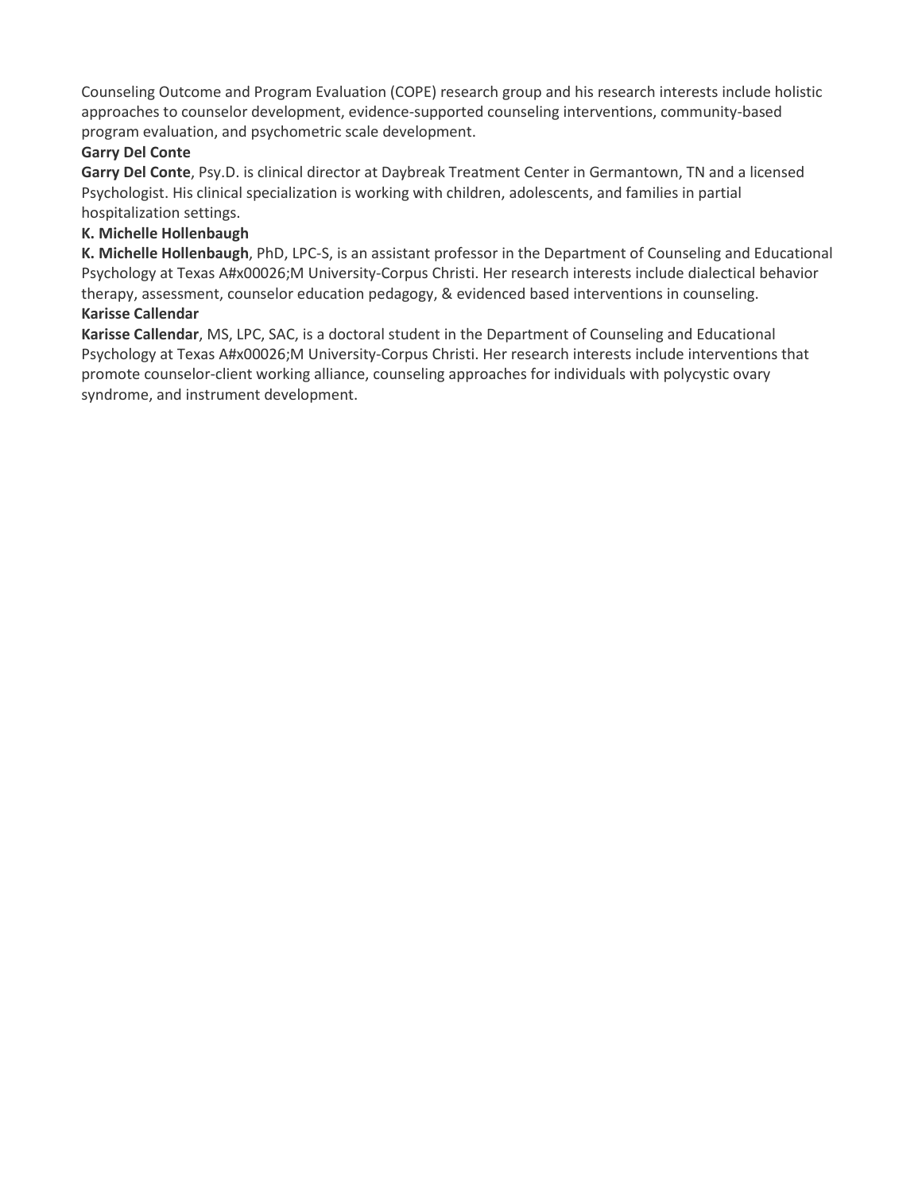Counseling Outcome and Program Evaluation (COPE) research group and his research interests include holistic approaches to counselor development, evidence-supported counseling interventions, community-based program evaluation, and psychometric scale development.

**Garry Del Conte**

**Garry Del Conte**, Psy.D. is clinical director at Daybreak Treatment Center in Germantown, TN and a licensed Psychologist. His clinical specialization is working with children, adolescents, and families in partial hospitalization settings.

**K. Michelle Hollenbaugh**

**K. Michelle Hollenbaugh**, PhD, LPC-S, is an assistant professor in the Department of Counseling and Educational Psychology at Texas A#x00026;M University-Corpus Christi. Her research interests include dialectical behavior therapy, assessment, counselor education pedagogy, & evidenced based interventions in counseling.

**Karisse Callendar**

**Karisse Callendar**, MS, LPC, SAC, is a doctoral student in the Department of Counseling and Educational Psychology at Texas A#x00026;M University-Corpus Christi. Her research interests include interventions that promote counselor-client working alliance, counseling approaches for individuals with polycystic ovary syndrome, and instrument development.